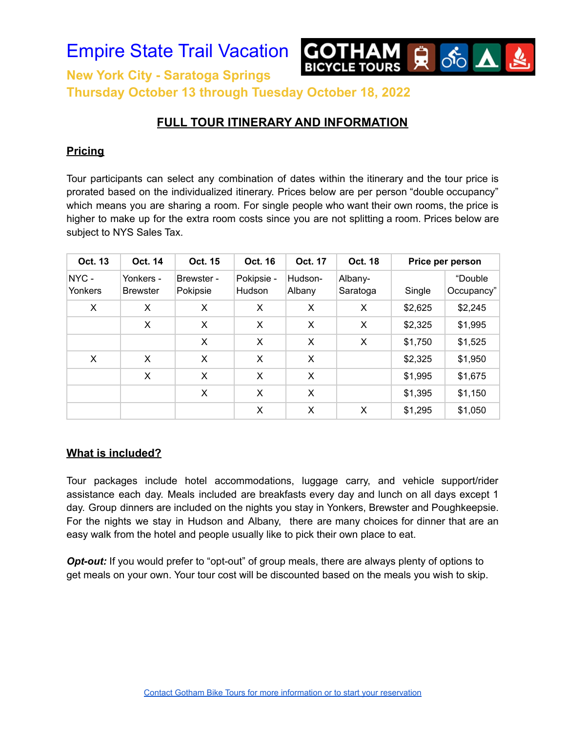# Empire State Trail Vacation

### New York City - Saratoga Springs
### Thursday October 13 through Tuesday October 18, 2022

## FULL TOUR ITINERARY AND INFORMATION

### Pricing

Tour participants can select any combination of dates within the itinerary and the tour price is prorated based on the individualized itinerary. Prices below are per person "double occupancy" which means you are sharing a room. For single people who want their own rooms, the price is higher to make up for the extra room costs since you are not splitting a room. Prices below are subject to NYS Sales Tax.

| Oct. 13 | Oct. 14 | Oct. 15 | Oct. 16 | Oct. 17 | Oct. 18 | Price per person | |
|---|---|---|---|---|---|---|---|
| NYC - Yonkers | Yonkers - Brewster | Brewster - Pokipsie | Pokipsie - Hudson | Hudson-Albany | Albany-Saratoga | Single | "Double Occupancy" |
| X | X | X | X | X | X | $2,625 | $2,245 |
| | X | X | X | X | X | $2,325 | $1,995 |
| | | X | X | X | X | $1,750 | $1,525 |
| X | X | X | X | X | | $2,325 | $1,950 |
| | X | X | X | X | | $1,995 | $1,675 |
| | | X | X | X | | $1,395 | $1,150 |
| | | | X | X | X | $1,295 | $1,050 |

### What is included?

Tour packages include hotel accommodations, luggage carry, and vehicle support/rider assistance each day. Meals included are breakfasts every day and lunch on all days except 1 day. Group dinners are included on the nights you stay in Yonkers, Brewster and Poughkeepsie. For the nights we stay in Hudson and Albany, there are many choices for dinner that are an easy walk from the hotel and people usually like to pick their own place to eat.

***Opt-out:*** If you would prefer to "opt-out" of group meals, there are always plenty of options to get meals on your own. Your tour cost will be discounted based on the meals you wish to skip.

Contact Gotham Bike Tours for more information or to start your reservation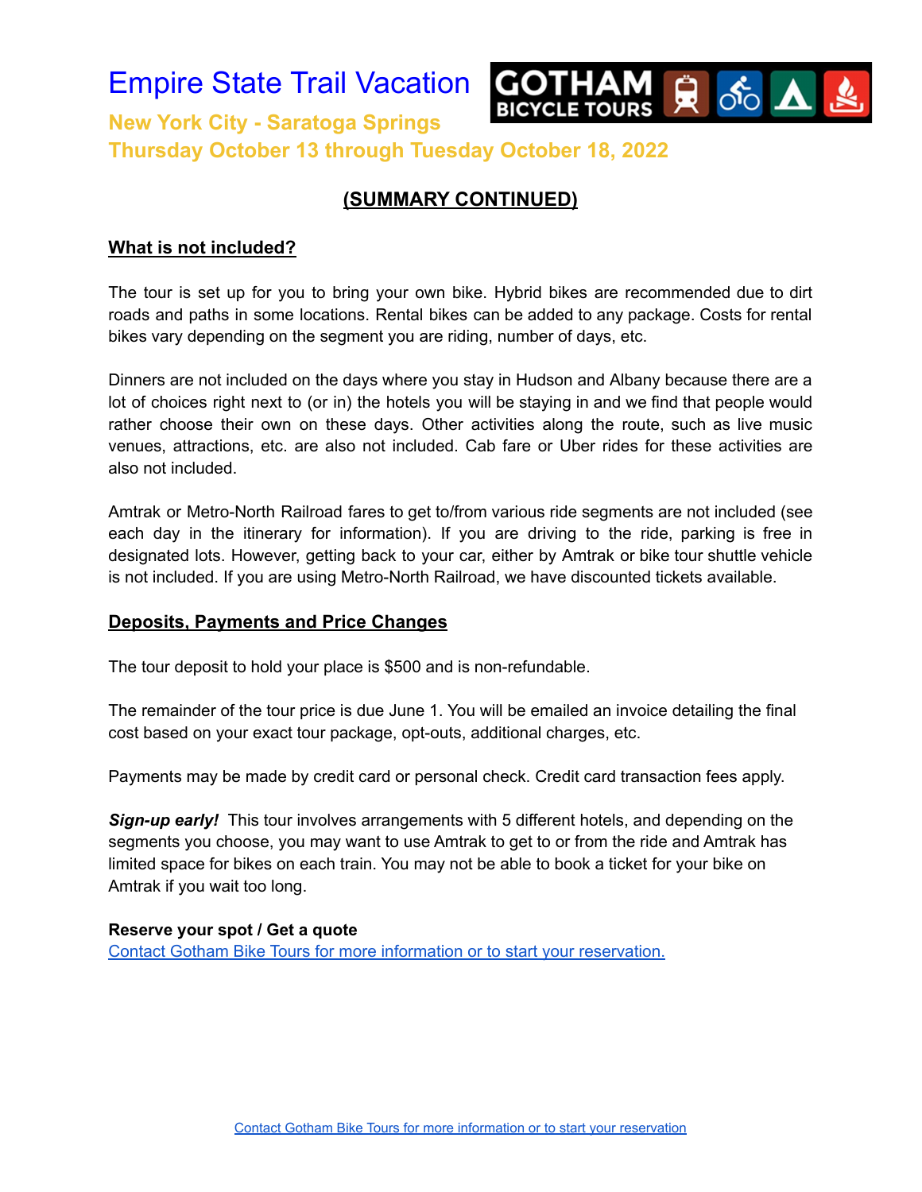# Empire State Trail Vacation

## New York City - Saratoga Springs
## Thursday October 13 through Tuesday October 18, 2022

### (SUMMARY CONTINUED)

### What is not included?

The tour is set up for you to bring your own bike. Hybrid bikes are recommended due to dirt roads and paths in some locations. Rental bikes can be added to any package. Costs for rental bikes vary depending on the segment you are riding, number of days, etc.

Dinners are not included on the days where you stay in Hudson and Albany because there are a lot of choices right next to (or in) the hotels you will be staying in and we find that people would rather choose their own on these days. Other activities along the route, such as live music venues, attractions, etc. are also not included. Cab fare or Uber rides for these activities are also not included.

Amtrak or Metro-North Railroad fares to get to/from various ride segments are not included (see each day in the itinerary for information). If you are driving to the ride, parking is free in designated lots. However, getting back to your car, either by Amtrak or bike tour shuttle vehicle is not included. If you are using Metro-North Railroad, we have discounted tickets available.

### Deposits, Payments and Price Changes

The tour deposit to hold your place is $500 and is non-refundable.

The remainder of the tour price is due June 1. You will be emailed an invoice detailing the final cost based on your exact tour package, opt-outs, additional charges, etc.

Payments may be made by credit card or personal check. Credit card transaction fees apply.

***Sign-up early!*** This tour involves arrangements with 5 different hotels, and depending on the segments you choose, you may want to use Amtrak to get to or from the ride and Amtrak has limited space for bikes on each train. You may not be able to book a ticket for your bike on Amtrak if you wait too long.

**Reserve your spot / Get a quote**
Contact Gotham Bike Tours for more information or to start your reservation.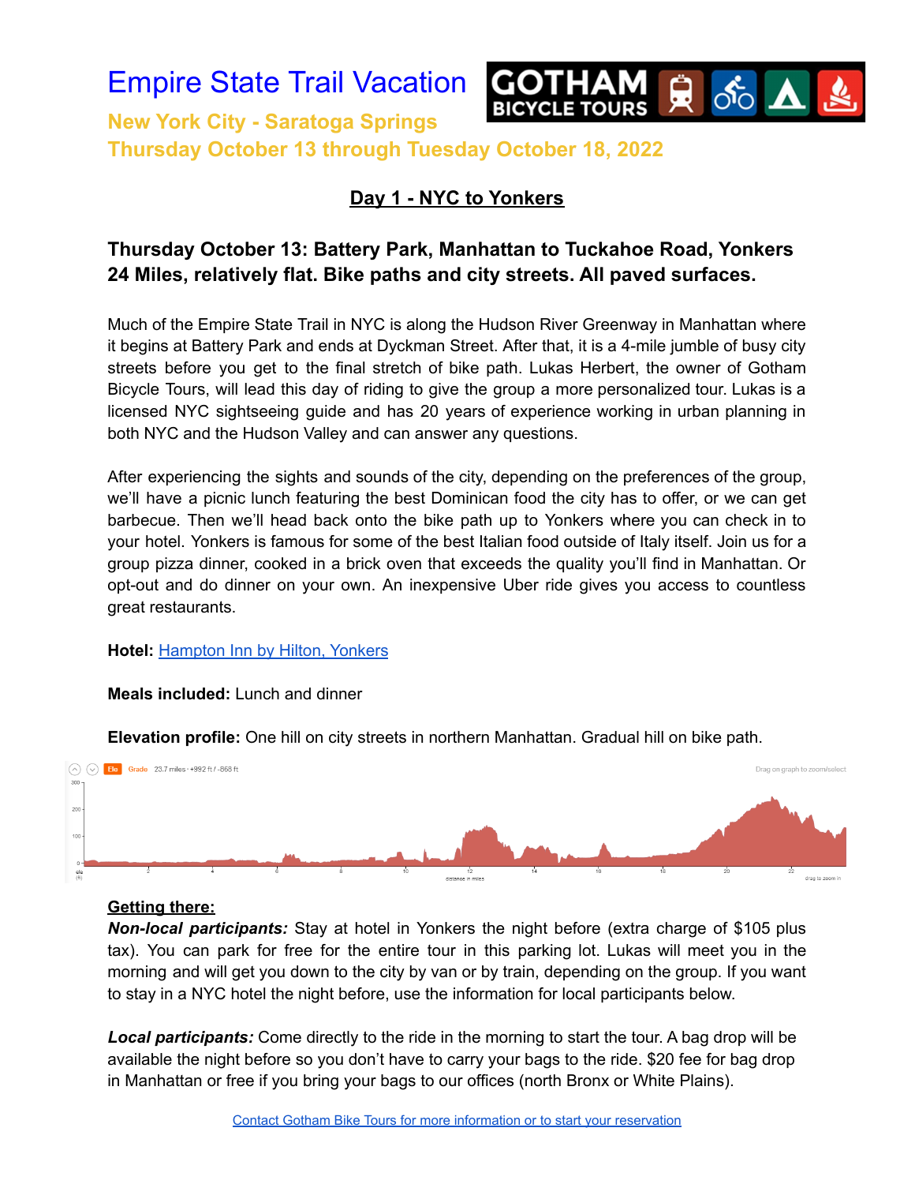# Empire State Trail Vacation

**New York City - Saratoga Springs**
**Thursday October 13 through Tuesday October 18, 2022**

## Day 1 - NYC to Yonkers

### Thursday October 13: Battery Park, Manhattan to Tuckahoe Road, Yonkers 24 Miles, relatively flat. Bike paths and city streets. All paved surfaces.

Much of the Empire State Trail in NYC is along the Hudson River Greenway in Manhattan where it begins at Battery Park and ends at Dyckman Street. After that, it is a 4-mile jumble of busy city streets before you get to the final stretch of bike path. Lukas Herbert, the owner of Gotham Bicycle Tours, will lead this day of riding to give the group a more personalized tour. Lukas is a licensed NYC sightseeing guide and has 20 years of experience working in urban planning in both NYC and the Hudson Valley and can answer any questions.

After experiencing the sights and sounds of the city, depending on the preferences of the group, we'll have a picnic lunch featuring the best Dominican food the city has to offer, or we can get barbecue. Then we'll head back onto the bike path up to Yonkers where you can check in to your hotel. Yonkers is famous for some of the best Italian food outside of Italy itself. Join us for a group pizza dinner, cooked in a brick oven that exceeds the quality you'll find in Manhattan. Or opt-out and do dinner on your own. An inexpensive Uber ride gives you access to countless great restaurants.

**Hotel:** [Hampton Inn by Hilton, Yonkers]

**Meals included:** Lunch and dinner

**Elevation profile:** One hill on city streets in northern Manhattan. Gradual hill on bike path.

Ele Grade 23.7 miles · +992 ft / -868 ft

**Getting there:**

***Non-local participants:*** Stay at hotel in Yonkers the night before (extra charge of $105 plus tax). You can park for free for the entire tour in this parking lot. Lukas will meet you in the morning and will get you down to the city by van or by train, depending on the group. If you want to stay in a NYC hotel the night before, use the information for local participants below.

***Local participants:*** Come directly to the ride in the morning to start the tour. A bag drop will be available the night before so you don't have to carry your bags to the ride. $20 fee for bag drop in Manhattan or free if you bring your bags to our offices (north Bronx or White Plains).

[Contact Gotham Bike Tours for more information or to start your reservation]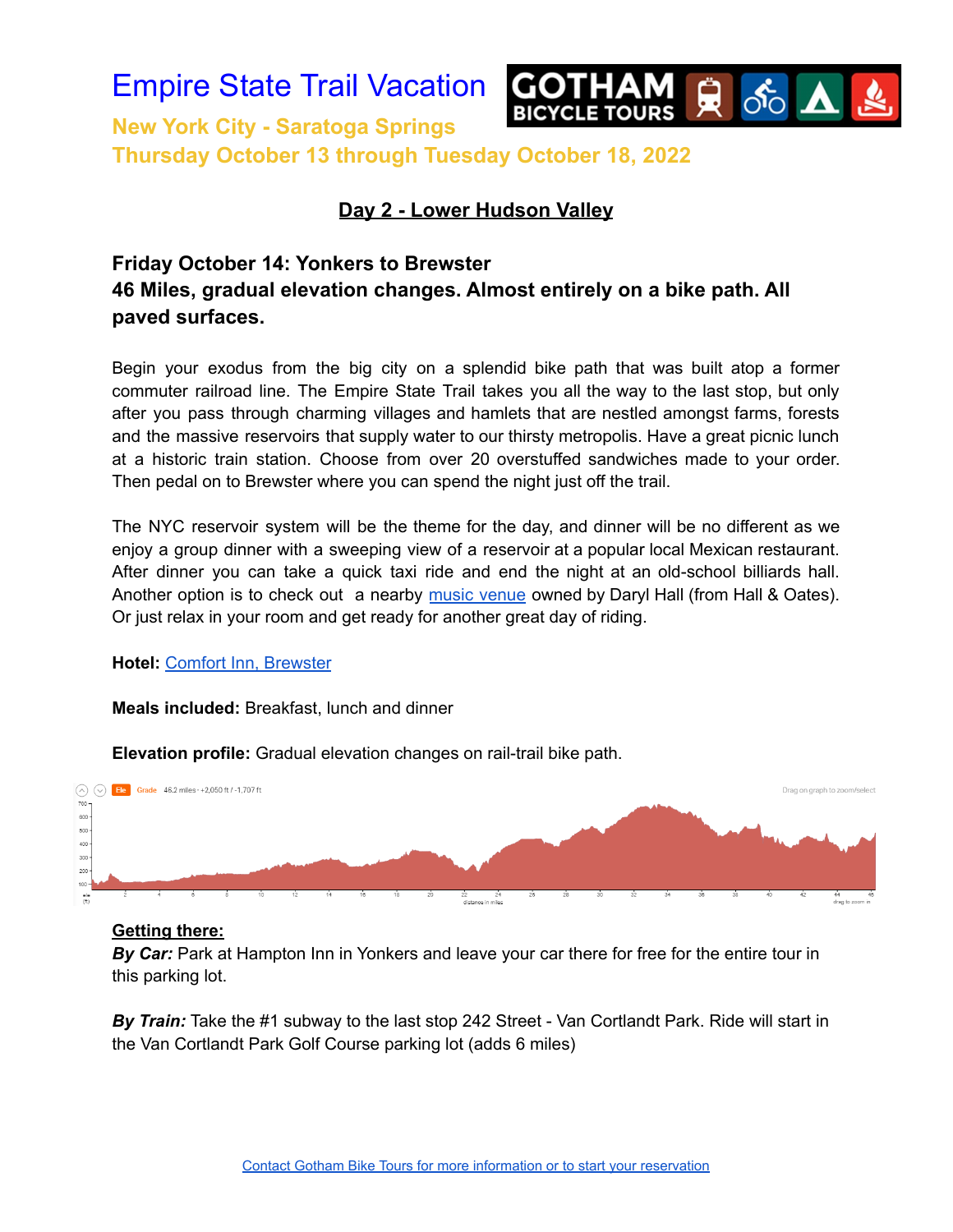# Empire State Trail Vacation

GOTHAM BICYCLE TOURS

**New York City - Saratoga Springs**
**Thursday October 13 through Tuesday October 18, 2022**

## Day 2 - Lower Hudson Valley

### Friday October 14: Yonkers to Brewster
### 46 Miles, gradual elevation changes. Almost entirely on a bike path. All paved surfaces.

Begin your exodus from the big city on a splendid bike path that was built atop a former commuter railroad line. The Empire State Trail takes you all the way to the last stop, but only after you pass through charming villages and hamlets that are nestled amongst farms, forests and the massive reservoirs that supply water to our thirsty metropolis. Have a great picnic lunch at a historic train station. Choose from over 20 overstuffed sandwiches made to your order. Then pedal on to Brewster where you can spend the night just off the trail.

The NYC reservoir system will be the theme for the day, and dinner will be no different as we enjoy a group dinner with a sweeping view of a reservoir at a popular local Mexican restaurant. After dinner you can take a quick taxi ride and end the night at an old-school billiards hall. Another option is to check out a nearby music venue owned by Daryl Hall (from Hall & Oates). Or just relax in your room and get ready for another great day of riding.

**Hotel:** Comfort Inn, Brewster

**Meals included:** Breakfast, lunch and dinner

**Elevation profile:** Gradual elevation changes on rail-trail bike path.

Ele Grade 46.2 miles · +2,050 ft / -1,707 ft

Drag on graph to zoom/select

700
600
500
400
300
200
100

2 4 6 8 10 12 14 16 18 20 22 24 26 28 30 32 34 36 38 40 42 44 46

distance in miles

drag to zoom in

**Getting there:**

***By Car:*** Park at Hampton Inn in Yonkers and leave your car there for free for the entire tour in this parking lot.

***By Train:*** Take the #1 subway to the last stop 242 Street - Van Cortlandt Park. Ride will start in the Van Cortlandt Park Golf Course parking lot (adds 6 miles)

Contact Gotham Bike Tours for more information or to start your reservation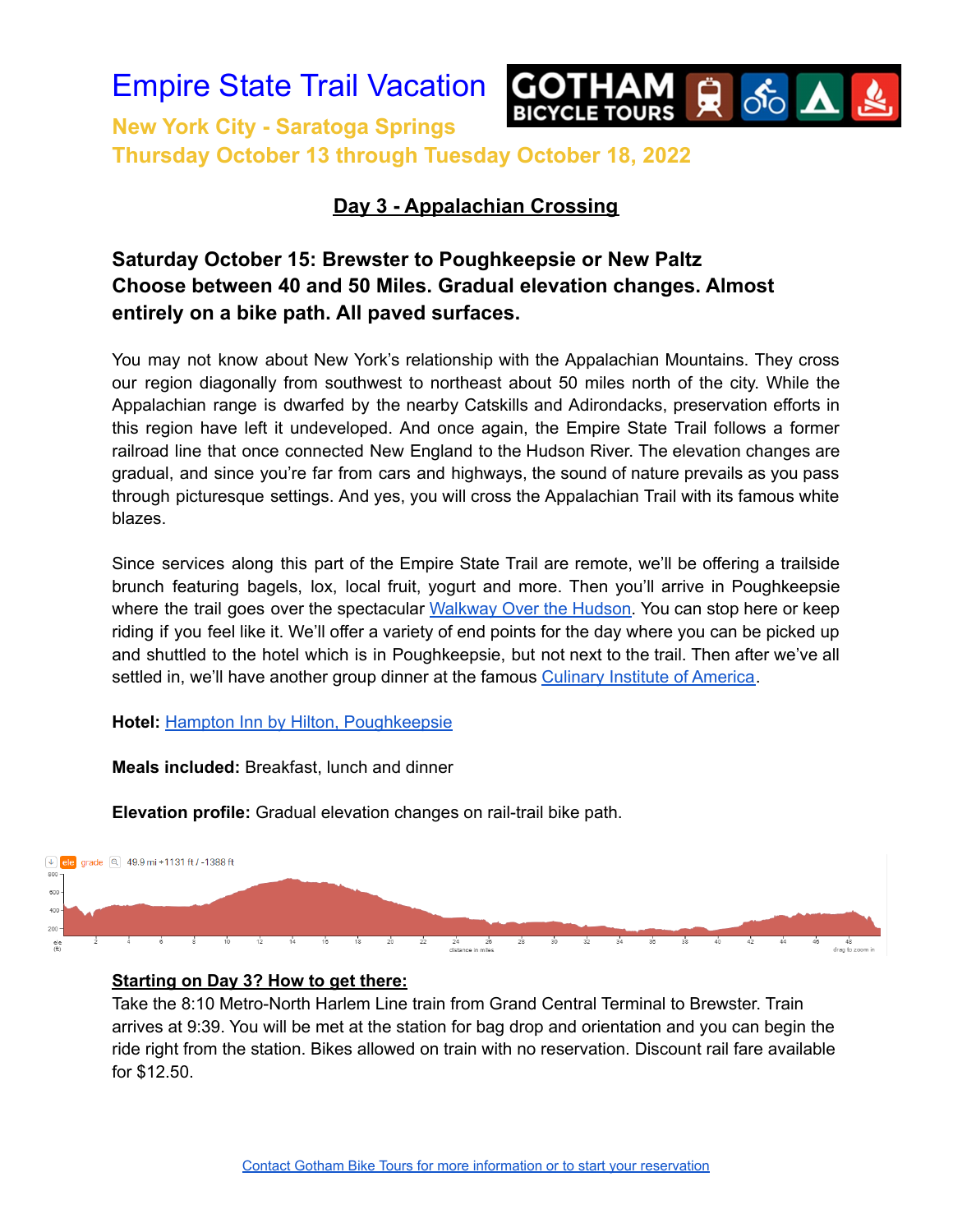# Empire State Trail Vacation

GOTHAM BICYCLE TOURS

**New York City - Saratoga Springs**
**Thursday October 13 through Tuesday October 18, 2022**

## Day 3 - Appalachian Crossing

### Saturday October 15: Brewster to Poughkeepsie or New Paltz
### Choose between 40 and 50 Miles. Gradual elevation changes. Almost entirely on a bike path. All paved surfaces.

You may not know about New York's relationship with the Appalachian Mountains. They cross our region diagonally from southwest to northeast about 50 miles north of the city. While the Appalachian range is dwarfed by the nearby Catskills and Adirondacks, preservation efforts in this region have left it undeveloped. And once again, the Empire State Trail follows a former railroad line that once connected New England to the Hudson River. The elevation changes are gradual, and since you're far from cars and highways, the sound of nature prevails as you pass through picturesque settings. And yes, you will cross the Appalachian Trail with its famous white blazes.

Since services along this part of the Empire State Trail are remote, we'll be offering a trailside brunch featuring bagels, lox, local fruit, yogurt and more. Then you'll arrive in Poughkeepsie where the trail goes over the spectacular Walkway Over the Hudson. You can stop here or keep riding if you feel like it. We'll offer a variety of end points for the day where you can be picked up and shuttled to the hotel which is in Poughkeepsie, but not next to the trail. Then after we've all settled in, we'll have another group dinner at the famous Culinary Institute of America.

**Hotel:** Hampton Inn by Hilton, Poughkeepsie

**Meals included:** Breakfast, lunch and dinner

**Elevation profile:** Gradual elevation changes on rail-trail bike path.

ele grade 49.9 mi +1131 ft / -1388 ft

800
600
400
200
ele (ft)

2 4 6 8 10 12 14 16 18 20 22 24 26 28 30 32 34 36 38 40 42 44 46 48

distance in miles

drag to zoom in

**Starting on Day 3? How to get there:**

Take the 8:10 Metro-North Harlem Line train from Grand Central Terminal to Brewster. Train arrives at 9:39. You will be met at the station for bag drop and orientation and you can begin the ride right from the station. Bikes allowed on train with no reservation. Discount rail fare available for $12.50.

Contact Gotham Bike Tours for more information or to start your reservation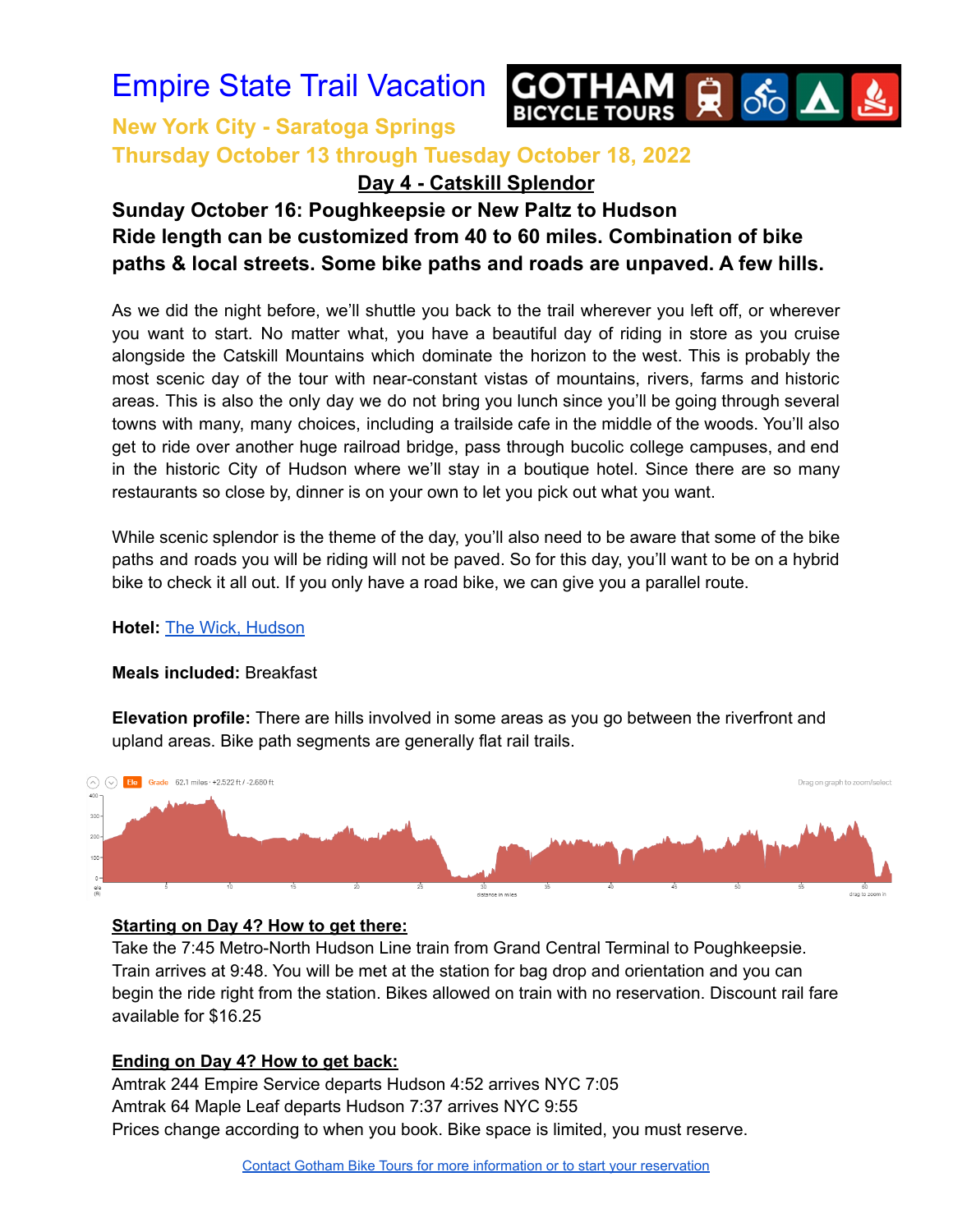# Empire State Trail Vacation

GOTHAM BICYCLE TOURS

### New York City - Saratoga Springs
### Thursday October 13 through Tuesday October 18, 2022

## Day 4 - Catskill Splendor

**Sunday October 16: Poughkeepsie or New Paltz to Hudson**
**Ride length can be customized from 40 to 60 miles. Combination of bike paths & local streets. Some bike paths and roads are unpaved. A few hills.**

As we did the night before, we'll shuttle you back to the trail wherever you left off, or wherever you want to start. No matter what, you have a beautiful day of riding in store as you cruise alongside the Catskill Mountains which dominate the horizon to the west. This is probably the most scenic day of the tour with near-constant vistas of mountains, rivers, farms and historic areas. This is also the only day we do not bring you lunch since you'll be going through several towns with many, many choices, including a trailside cafe in the middle of the woods. You'll also get to ride over another huge railroad bridge, pass through bucolic college campuses, and end in the historic City of Hudson where we'll stay in a boutique hotel. Since there are so many restaurants so close by, dinner is on your own to let you pick out what you want.

While scenic splendor is the theme of the day, you'll also need to be aware that some of the bike paths and roads you will be riding will not be paved. So for this day, you'll want to be on a hybrid bike to check it all out. If you only have a road bike, we can give you a parallel route.

**Hotel:** The Wick, Hudson

**Meals included:** Breakfast

**Elevation profile:** There are hills involved in some areas as you go between the riverfront and upland areas. Bike path segments are generally flat rail trails.

Ele Grade 62.1 miles · +2,522 ft / -2,680 ft
Drag on graph to zoom/select
400
300
200
100
0
ele (ft)
5 10 15 20 25 30 35 40 45 50 55 60
distance in miles
drag to zoom in

**Starting on Day 4? How to get there:**
Take the 7:45 Metro-North Hudson Line train from Grand Central Terminal to Poughkeepsie. Train arrives at 9:48. You will be met at the station for bag drop and orientation and you can begin the ride right from the station. Bikes allowed on train with no reservation. Discount rail fare available for $16.25

**Ending on Day 4? How to get back:**
Amtrak 244 Empire Service departs Hudson 4:52 arrives NYC 7:05
Amtrak 64 Maple Leaf departs Hudson 7:37 arrives NYC 9:55
Prices change according to when you book. Bike space is limited, you must reserve.

Contact Gotham Bike Tours for more information or to start your reservation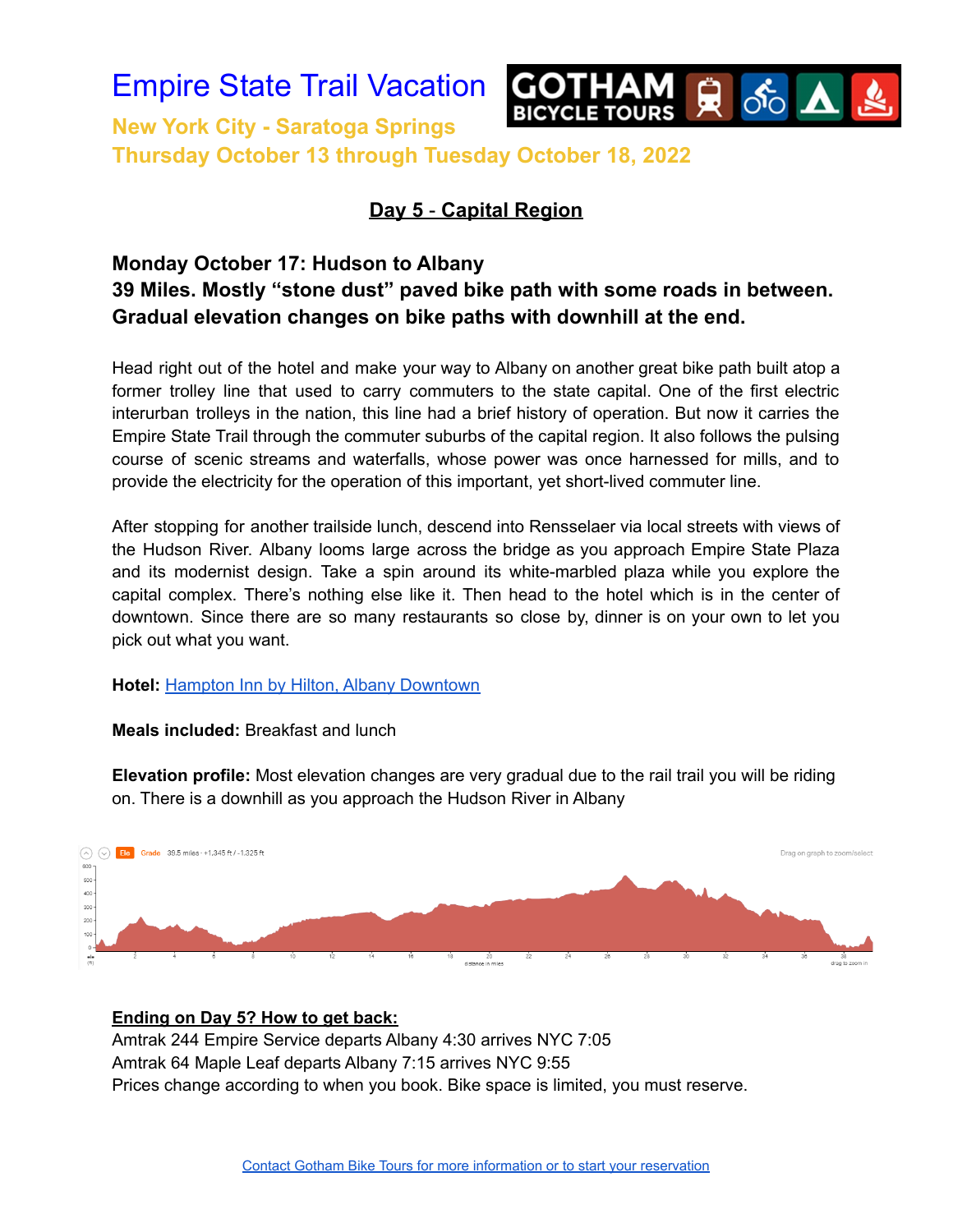# Empire State Trail Vacation

**New York City - Saratoga Springs**
**Thursday October 13 through Tuesday October 18, 2022**

## Day 5 - Capital Region

### Monday October 17: Hudson to Albany
### 39 Miles. Mostly "stone dust" paved bike path with some roads in between. Gradual elevation changes on bike paths with downhill at the end.

Head right out of the hotel and make your way to Albany on another great bike path built atop a former trolley line that used to carry commuters to the state capital. One of the first electric interurban trolleys in the nation, this line had a brief history of operation. But now it carries the Empire State Trail through the commuter suburbs of the capital region. It also follows the pulsing course of scenic streams and waterfalls, whose power was once harnessed for mills, and to provide the electricity for the operation of this important, yet short-lived commuter line.

After stopping for another trailside lunch, descend into Rensselaer via local streets with views of the Hudson River. Albany looms large across the bridge as you approach Empire State Plaza and its modernist design. Take a spin around its white-marbled plaza while you explore the capital complex. There's nothing else like it. Then head to the hotel which is in the center of downtown. Since there are so many restaurants so close by, dinner is on your own to let you pick out what you want.

**Hotel:** [Hampton Inn by Hilton, Albany Downtown]()

**Meals included:** Breakfast and lunch

**Elevation profile:** Most elevation changes are very gradual due to the rail trail you will be riding on. There is a downhill as you approach the Hudson River in Albany

Ele Grade 39.5 miles · +1,345 ft / -1,325 ft

**Ending on Day 5? How to get back:**
Amtrak 244 Empire Service departs Albany 4:30 arrives NYC 7:05
Amtrak 64 Maple Leaf departs Albany 7:15 arrives NYC 9:55
Prices change according to when you book. Bike space is limited, you must reserve.

[Contact Gotham Bike Tours for more information or to start your reservation]()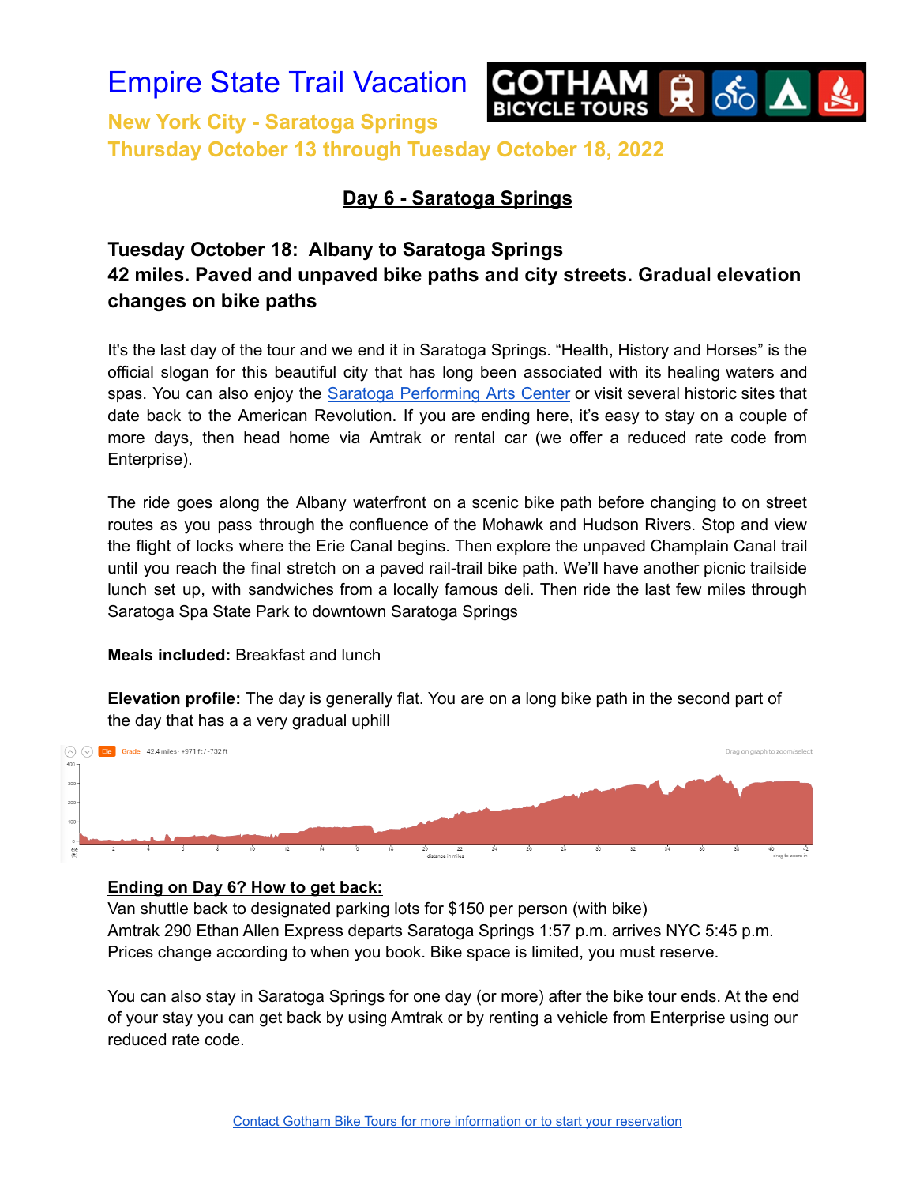# Empire State Trail Vacation

GOTHAM BICYCLE TOURS

**New York City - Saratoga Springs**
**Thursday October 13 through Tuesday October 18, 2022**

## Day 6 - Saratoga Springs

### Tuesday October 18: Albany to Saratoga Springs
### 42 miles. Paved and unpaved bike paths and city streets. Gradual elevation changes on bike paths

It's the last day of the tour and we end it in Saratoga Springs. "Health, History and Horses" is the official slogan for this beautiful city that has long been associated with its healing waters and spas. You can also enjoy the [Saratoga Performing Arts Center]() or visit several historic sites that date back to the American Revolution. If you are ending here, it's easy to stay on a couple of more days, then head home via Amtrak or rental car (we offer a reduced rate code from Enterprise).

The ride goes along the Albany waterfront on a scenic bike path before changing to on street routes as you pass through the confluence of the Mohawk and Hudson Rivers. Stop and view the flight of locks where the Erie Canal begins. Then explore the unpaved Champlain Canal trail until you reach the final stretch on a paved rail-trail bike path. We'll have another picnic trailside lunch set up, with sandwiches from a locally famous deli. Then ride the last few miles through Saratoga Spa State Park to downtown Saratoga Springs

**Meals included:** Breakfast and lunch

**Elevation profile:** The day is generally flat. You are on a long bike path in the second part of the day that has a a very gradual uphill

Ele Grade 42.4 miles · +971 ft / -732 ft
Drag on graph to zoom/select
400
300
200
100
0
ele (ft)
2 4 6 8 10 12 14 16 18 20 22 24 26 28 30 32 34 36 38 40 42
distance in miles
drag to zoom in

**Ending on Day 6? How to get back:**
Van shuttle back to designated parking lots for $150 per person (with bike)
Amtrak 290 Ethan Allen Express departs Saratoga Springs 1:57 p.m. arrives NYC 5:45 p.m.
Prices change according to when you book. Bike space is limited, you must reserve.

You can also stay in Saratoga Springs for one day (or more) after the bike tour ends. At the end of your stay you can get back by using Amtrak or by renting a vehicle from Enterprise using our reduced rate code.

[Contact Gotham Bike Tours for more information or to start your reservation]()